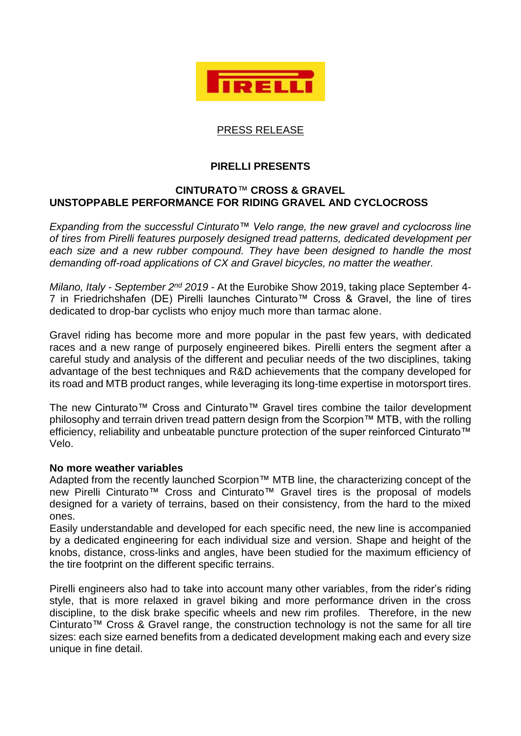PIRELLI

PRESS RELEASE

**PIRELLI PRESENTS**

**CINTURATO™ CROSS & GRAVEL**
**UNSTOPPABLE PERFORMANCE FOR RIDING GRAVEL AND CYCLOCROSS**

*Expanding from the successful Cinturato™ Velo range, the new gravel and cyclocross line of tires from Pirelli features purposely designed tread patterns, dedicated development per each size and a new rubber compound. They have been designed to handle the most demanding off-road applications of CX and Gravel bicycles, no matter the weather.*

*Milano, Italy - September 2nd 2019* - At the Eurobike Show 2019, taking place September 4-7 in Friedrichshafen (DE) Pirelli launches Cinturato™ Cross & Gravel, the line of tires dedicated to drop-bar cyclists who enjoy much more than tarmac alone.

Gravel riding has become more and more popular in the past few years, with dedicated races and a new range of purposely engineered bikes. Pirelli enters the segment after a careful study and analysis of the different and peculiar needs of the two disciplines, taking advantage of the best techniques and R&D achievements that the company developed for its road and MTB product ranges, while leveraging its long-time expertise in motorsport tires.

The new Cinturato™ Cross and Cinturato™ Gravel tires combine the tailor development philosophy and terrain driven tread pattern design from the Scorpion™ MTB, with the rolling efficiency, reliability and unbeatable puncture protection of the super reinforced Cinturato™ Velo.

**No more weather variables**
Adapted from the recently launched Scorpion™ MTB line, the characterizing concept of the new Pirelli Cinturato™ Cross and Cinturato™ Gravel tires is the proposal of models designed for a variety of terrains, based on their consistency, from the hard to the mixed ones.
Easily understandable and developed for each specific need, the new line is accompanied by a dedicated engineering for each individual size and version. Shape and height of the knobs, distance, cross-links and angles, have been studied for the maximum efficiency of the tire footprint on the different specific terrains.

Pirelli engineers also had to take into account many other variables, from the rider's riding style, that is more relaxed in gravel biking and more performance driven in the cross discipline, to the disk brake specific wheels and new rim profiles. Therefore, in the new Cinturato™ Cross & Gravel range, the construction technology is not the same for all tire sizes: each size earned benefits from a dedicated development making each and every size unique in fine detail.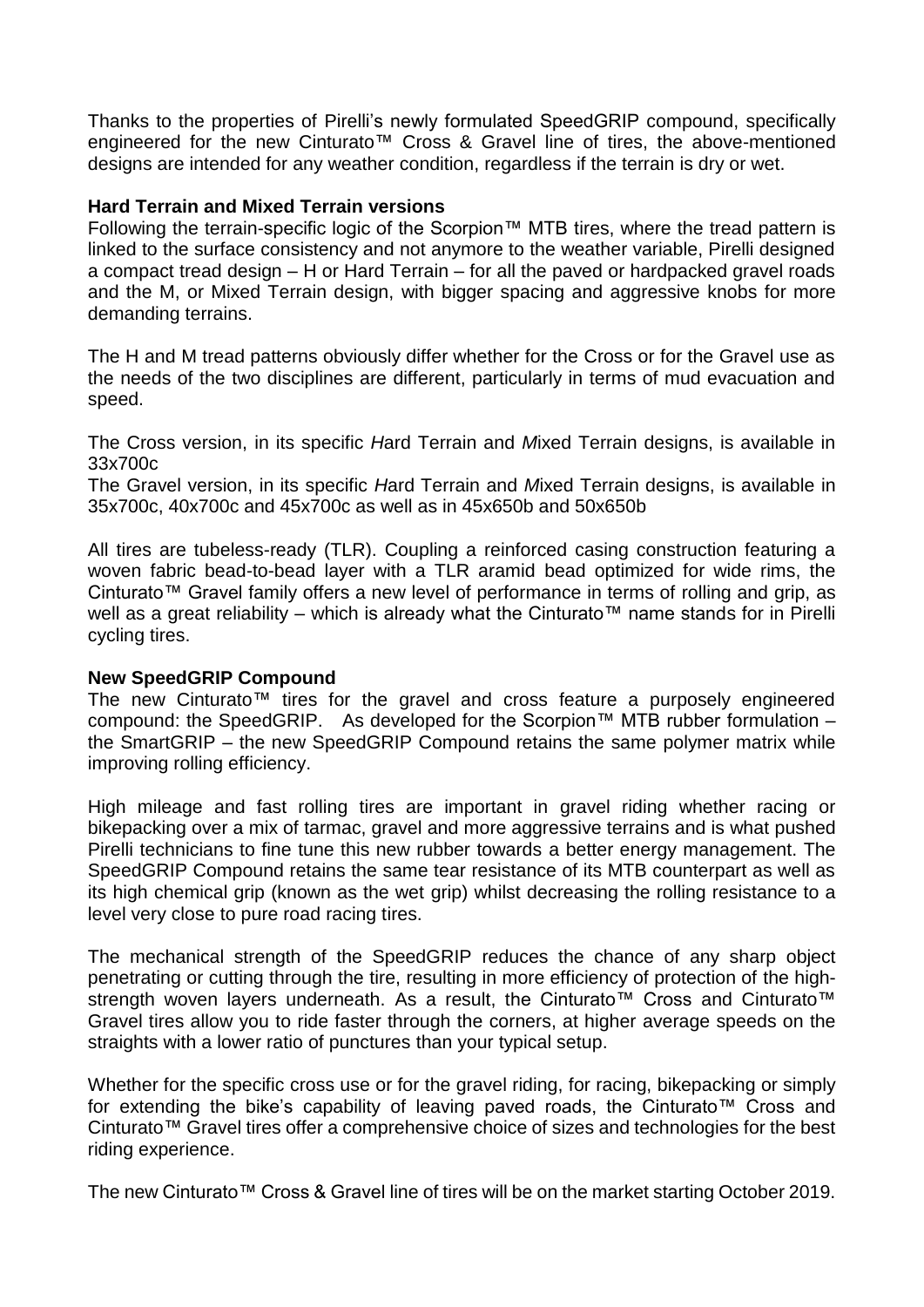Thanks to the properties of Pirelli's newly formulated SpeedGRIP compound, specifically engineered for the new Cinturato™ Cross & Gravel line of tires, the above-mentioned designs are intended for any weather condition, regardless if the terrain is dry or wet.

**Hard Terrain and Mixed Terrain versions**

Following the terrain-specific logic of the Scorpion™ MTB tires, where the tread pattern is linked to the surface consistency and not anymore to the weather variable, Pirelli designed a compact tread design – H or Hard Terrain – for all the paved or hardpacked gravel roads and the M, or Mixed Terrain design, with bigger spacing and aggressive knobs for more demanding terrains.

The H and M tread patterns obviously differ whether for the Cross or for the Gravel use as the needs of the two disciplines are different, particularly in terms of mud evacuation and speed.

The Cross version, in its specific *H*ard Terrain and *M*ixed Terrain designs, is available in 33x700c

The Gravel version, in its specific *H*ard Terrain and *M*ixed Terrain designs, is available in 35x700c, 40x700c and 45x700c as well as in 45x650b and 50x650b

All tires are tubeless-ready (TLR). Coupling a reinforced casing construction featuring a woven fabric bead-to-bead layer with a TLR aramid bead optimized for wide rims, the Cinturato™ Gravel family offers a new level of performance in terms of rolling and grip, as well as a great reliability – which is already what the Cinturato™ name stands for in Pirelli cycling tires.

**New SpeedGRIP Compound**

The new Cinturato™ tires for the gravel and cross feature a purposely engineered compound: the SpeedGRIP. As developed for the Scorpion™ MTB rubber formulation – the SmartGRIP – the new SpeedGRIP Compound retains the same polymer matrix while improving rolling efficiency.

High mileage and fast rolling tires are important in gravel riding whether racing or bikepacking over a mix of tarmac, gravel and more aggressive terrains and is what pushed Pirelli technicians to fine tune this new rubber towards a better energy management. The SpeedGRIP Compound retains the same tear resistance of its MTB counterpart as well as its high chemical grip (known as the wet grip) whilst decreasing the rolling resistance to a level very close to pure road racing tires.

The mechanical strength of the SpeedGRIP reduces the chance of any sharp object penetrating or cutting through the tire, resulting in more efficiency of protection of the high-strength woven layers underneath. As a result, the Cinturato™ Cross and Cinturato™ Gravel tires allow you to ride faster through the corners, at higher average speeds on the straights with a lower ratio of punctures than your typical setup.

Whether for the specific cross use or for the gravel riding, for racing, bikepacking or simply for extending the bike's capability of leaving paved roads, the Cinturato™ Cross and Cinturato™ Gravel tires offer a comprehensive choice of sizes and technologies for the best riding experience.

The new Cinturato™ Cross & Gravel line of tires will be on the market starting October 2019.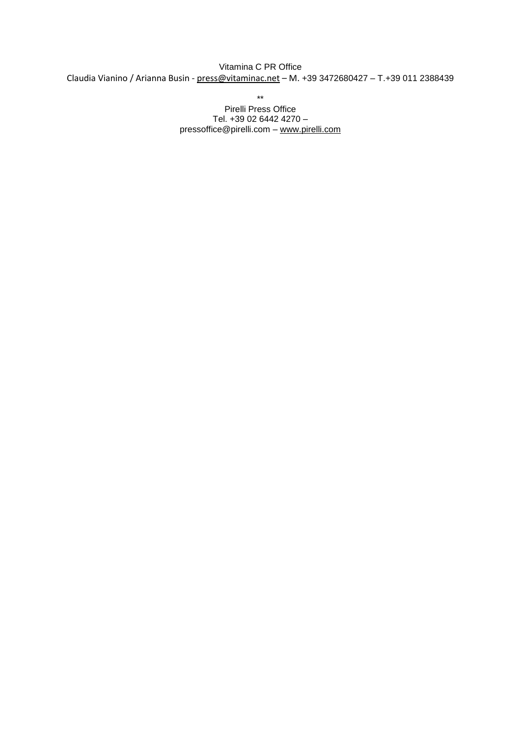Vitamina C PR Office
Claudia Vianino / Arianna Busin - press@vitaminac.net – M. +39 3472680427 – T.+39 011 2388439

**

Pirelli Press Office
Tel. +39 02 6442 4270 –
pressoffice@pirelli.com – www.pirelli.com